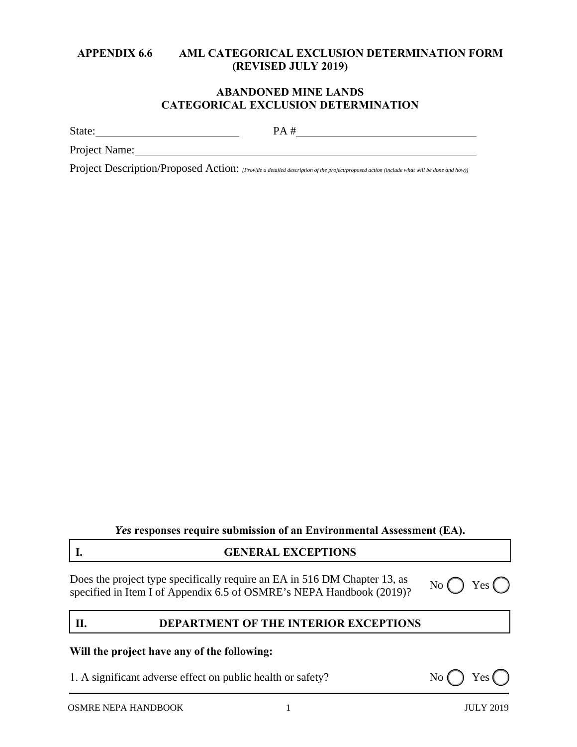# APPENDIX 6.6 AML CATEGORICAL EXCLUSION DETERMINATION FORM (REVISED JULY 2019)

## ABANDONED MINE LANDS CATEGORICAL EXCLUSION DETERMINATION

State: ____________________ PA # ____________________

Project Name: ____________________

Project Description/Proposed Action: *[Provide a detailed description of the project/proposed action (include what will be done and how)]*

***Yes*** **responses require submission of an Environmental Assessment (EA).**

## I. GENERAL EXCEPTIONS

Does the project type specifically require an EA in 516 DM Chapter 13, as specified in Item I of Appendix 6.5 of OSMRE's NEPA Handbook (2019)? No ◯ Yes ◯

## II. DEPARTMENT OF THE INTERIOR EXCEPTIONS

**Will the project have any of the following:**

1. A significant adverse effect on public health or safety? No ◯ Yes ◯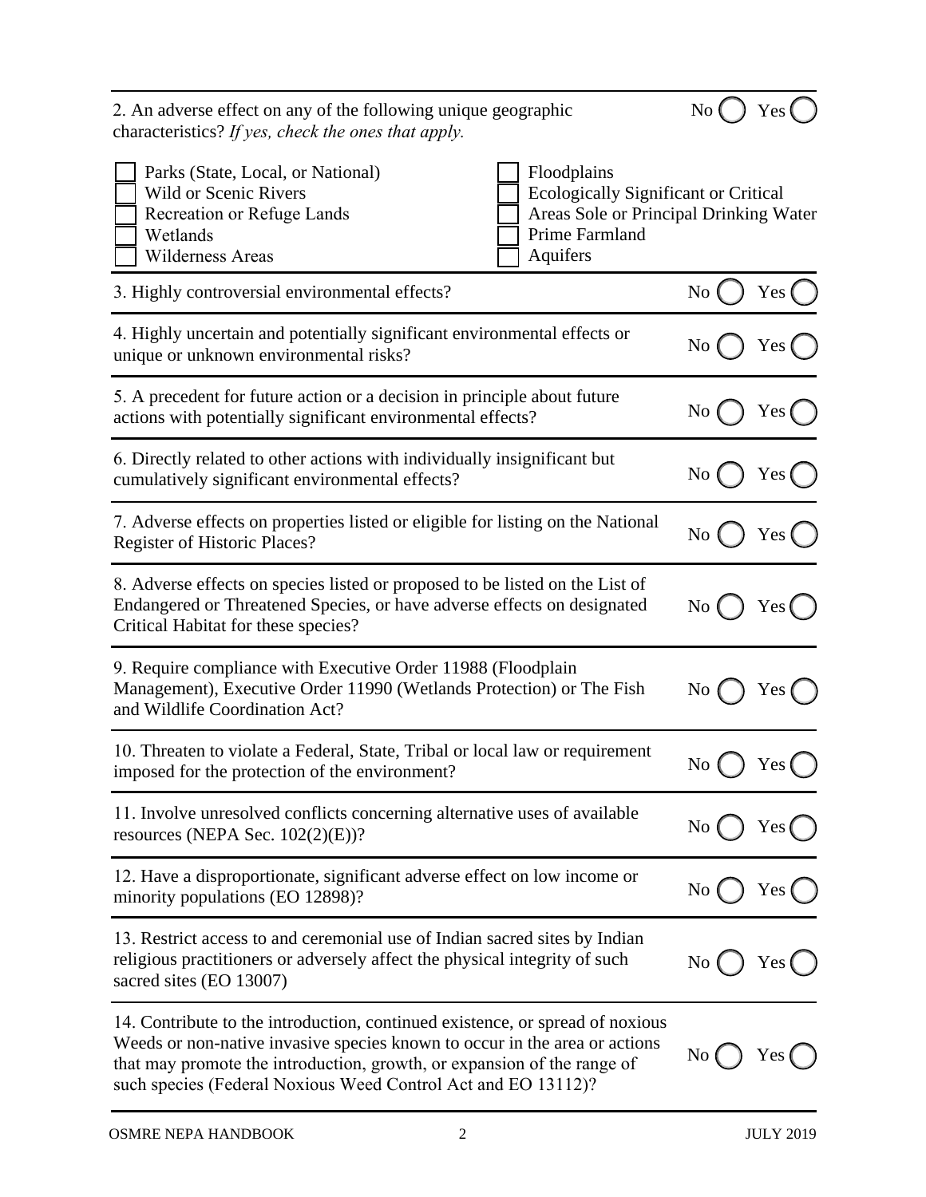2. An adverse effect on any of the following unique geographic characteristics? *If yes, check the ones that apply.* No ◯ Yes ◯

- ☐ Parks (State, Local, or National)
- ☐ Wild or Scenic Rivers
- ☐ Recreation or Refuge Lands
- ☐ Wetlands
- ☐ Wilderness Areas
- ☐ Floodplains
- ☐ Ecologically Significant or Critical Areas
- ☐ Sole or Principal Drinking Water Aquifers
- ☐ Prime Farmland

3. Highly controversial environmental effects? No ◯ Yes ◯

4. Highly uncertain and potentially significant environmental effects or unique or unknown environmental risks? No ◯ Yes ◯

5. A precedent for future action or a decision in principle about future actions with potentially significant environmental effects? No ◯ Yes ◯

6. Directly related to other actions with individually insignificant but cumulatively significant environmental effects? No ◯ Yes ◯

7. Adverse effects on properties listed or eligible for listing on the National Register of Historic Places? No ◯ Yes ◯

8. Adverse effects on species listed or proposed to be listed on the List of Endangered or Threatened Species, or have adverse effects on designated Critical Habitat for these species? No ◯ Yes ◯

9. Require compliance with Executive Order 11988 (Floodplain Management), Executive Order 11990 (Wetlands Protection) or The Fish and Wildlife Coordination Act? No ◯ Yes ◯

10. Threaten to violate a Federal, State, Tribal or local law or requirement imposed for the protection of the environment? No ◯ Yes ◯

11. Involve unresolved conflicts concerning alternative uses of available resources (NEPA Sec. 102(2)(E))? No ◯ Yes ◯

12. Have a disproportionate, significant adverse effect on low income or minority populations (EO 12898)? No ◯ Yes ◯

13. Restrict access to and ceremonial use of Indian sacred sites by Indian religious practitioners or adversely affect the physical integrity of such sacred sites (EO 13007) No ◯ Yes ◯

14. Contribute to the introduction, continued existence, or spread of noxious Weeds or non-native invasive species known to occur in the area or actions that may promote the introduction, growth, or expansion of the range of such species (Federal Noxious Weed Control Act and EO 13112)? No ◯ Yes ◯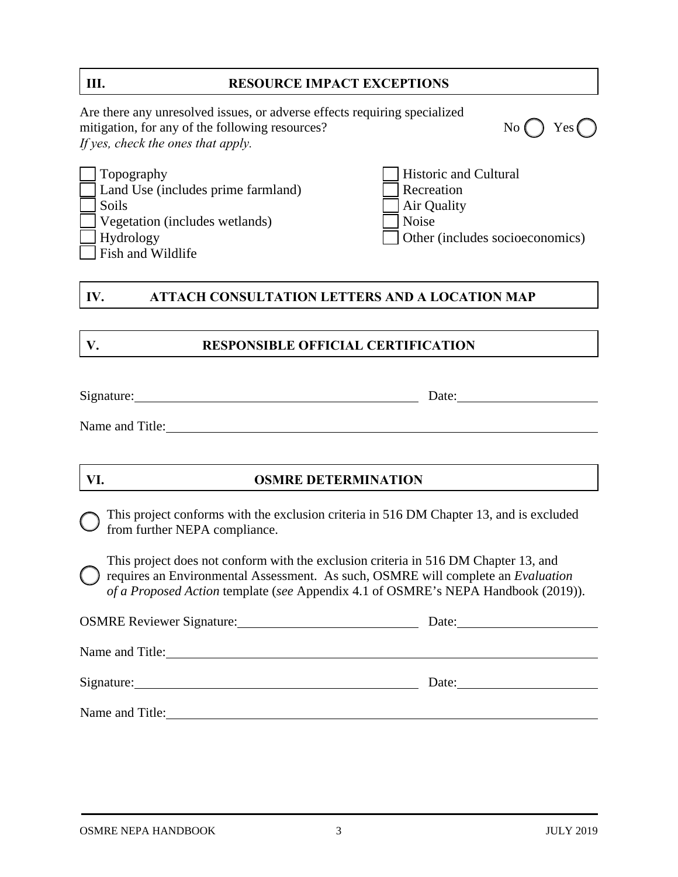## III. RESOURCE IMPACT EXCEPTIONS

Are there any unresolved issues, or adverse effects requiring specialized mitigation, for any of the following resources? No ◯ Yes ◯
*If yes, check the ones that apply.*

- ☐ Topography
- ☐ Land Use (includes prime farmland)
- ☐ Soils
- ☐ Vegetation (includes wetlands)
- ☐ Hydrology
- ☐ Fish and Wildlife
- ☐ Historic and Cultural
- ☐ Recreation
- ☐ Air Quality
- ☐ Noise
- ☐ Other (includes socioeconomics)

## IV. ATTACH CONSULTATION LETTERS AND A LOCATION MAP

## V. RESPONSIBLE OFFICIAL CERTIFICATION

Signature:_______________________________________ Date:____________________

Name and Title:______________________________________________________________

## VI. OSMRE DETERMINATION

◯ This project conforms with the exclusion criteria in 516 DM Chapter 13, and is excluded from further NEPA compliance.

◯ This project does not conform with the exclusion criteria in 516 DM Chapter 13, and requires an Environmental Assessment. As such, OSMRE will complete an *Evaluation of a Proposed Action* template (*see* Appendix 4.1 of OSMRE's NEPA Handbook (2019)).

OSMRE Reviewer Signature:_________________________ Date:____________________

Name and Title:______________________________________________________________

Signature:_______________________________________ Date:____________________

Name and Title:______________________________________________________________